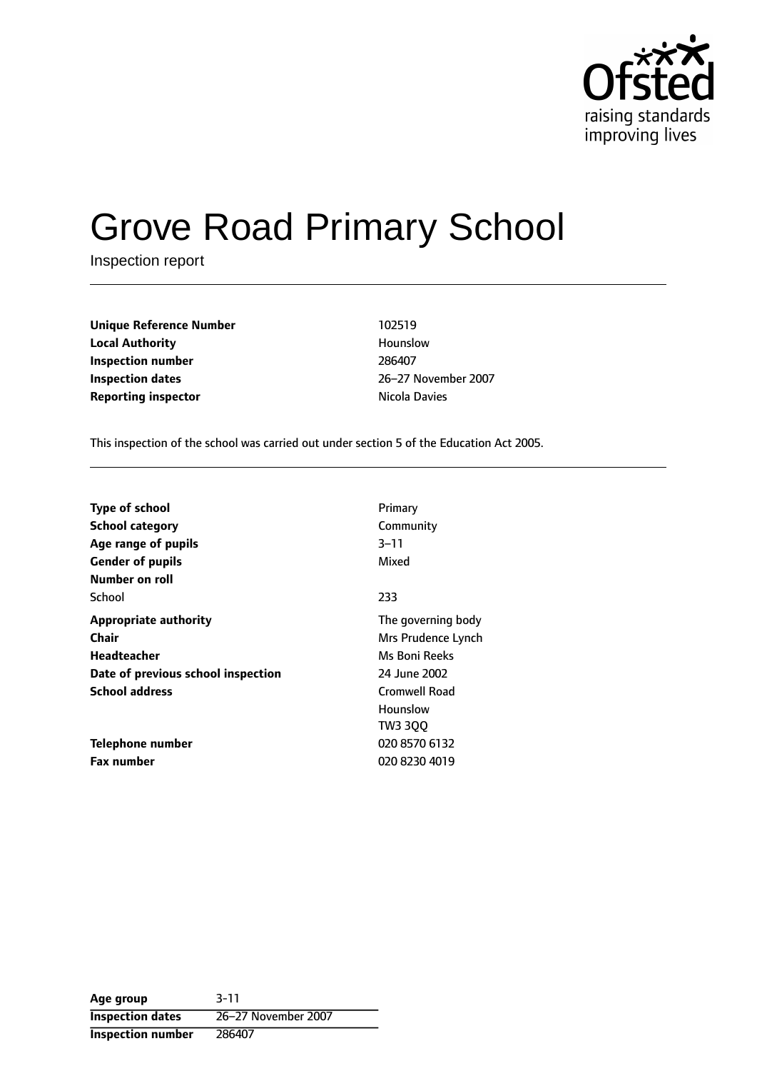# Grove Road Primary School

Inspection report

| | |
|---|---|
| **Unique Reference Number** | 102519 |
| **Local Authority** | Hounslow |
| **Inspection number** | 286407 |
| **Inspection dates** | 26–27 November 2007 |
| **Reporting inspector** | Nicola Davies |

This inspection of the school was carried out under section 5 of the Education Act 2005.

| | |
|---|---|
| **Type of school** | Primary |
| **School category** | Community |
| **Age range of pupils** | 3–11 |
| **Gender of pupils** | Mixed |
| **Number on roll** | |
| School | 233 |
| **Appropriate authority** | The governing body |
| **Chair** | Mrs Prudence Lynch |
| **Headteacher** | Ms Boni Reeks |
| **Date of previous school inspection** | 24 June 2002 |
| **School address** | Cromwell Road<br>Hounslow<br>TW3 3QQ |
| **Telephone number** | 020 8570 6132 |
| **Fax number** | 020 8230 4019 |

| | |
|---|---|
| **Age group** | 3-11 |
| **Inspection dates** | 26–27 November 2007 |
| **Inspection number** | 286407 |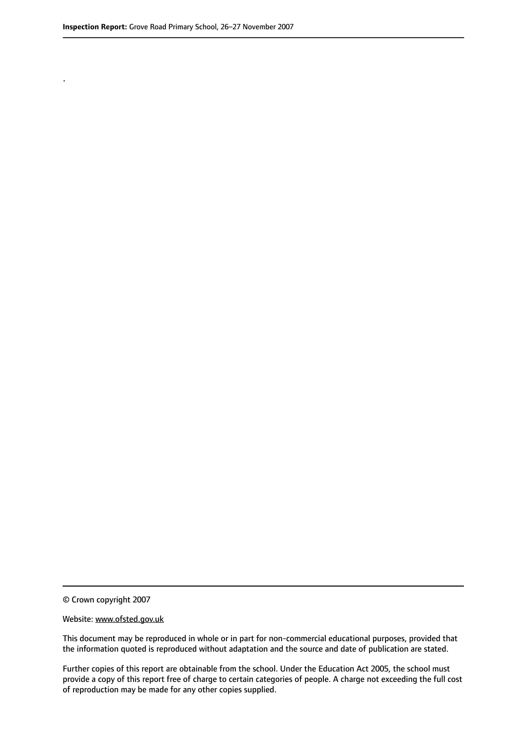.

© Crown copyright 2007

Website: www.ofsted.gov.uk

This document may be reproduced in whole or in part for non-commercial educational purposes, provided that the information quoted is reproduced without adaptation and the source and date of publication are stated.

Further copies of this report are obtainable from the school. Under the Education Act 2005, the school must provide a copy of this report free of charge to certain categories of people. A charge not exceeding the full cost of reproduction may be made for any other copies supplied.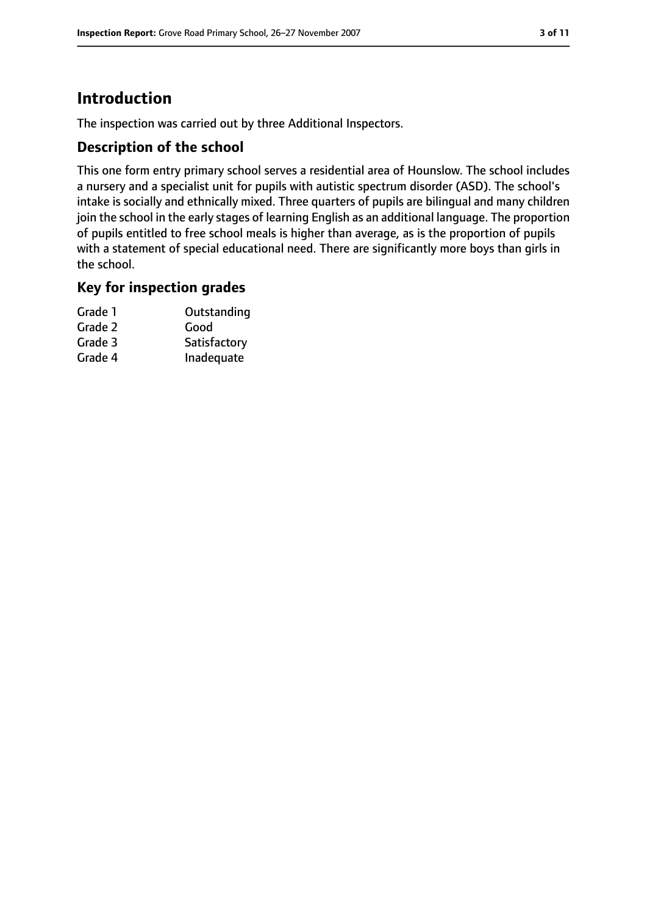## Introduction

The inspection was carried out by three Additional Inspectors.

### Description of the school

This one form entry primary school serves a residential area of Hounslow. The school includes a nursery and a specialist unit for pupils with autistic spectrum disorder (ASD). The school's intake is socially and ethnically mixed. Three quarters of pupils are bilingual and many children join the school in the early stages of learning English as an additional language. The proportion of pupils entitled to free school meals is higher than average, as is the proportion of pupils with a statement of special educational need. There are significantly more boys than girls in the school.

### Key for inspection grades

| | |
|---|---|
| Grade 1 | Outstanding |
| Grade 2 | Good |
| Grade 3 | Satisfactory |
| Grade 4 | Inadequate |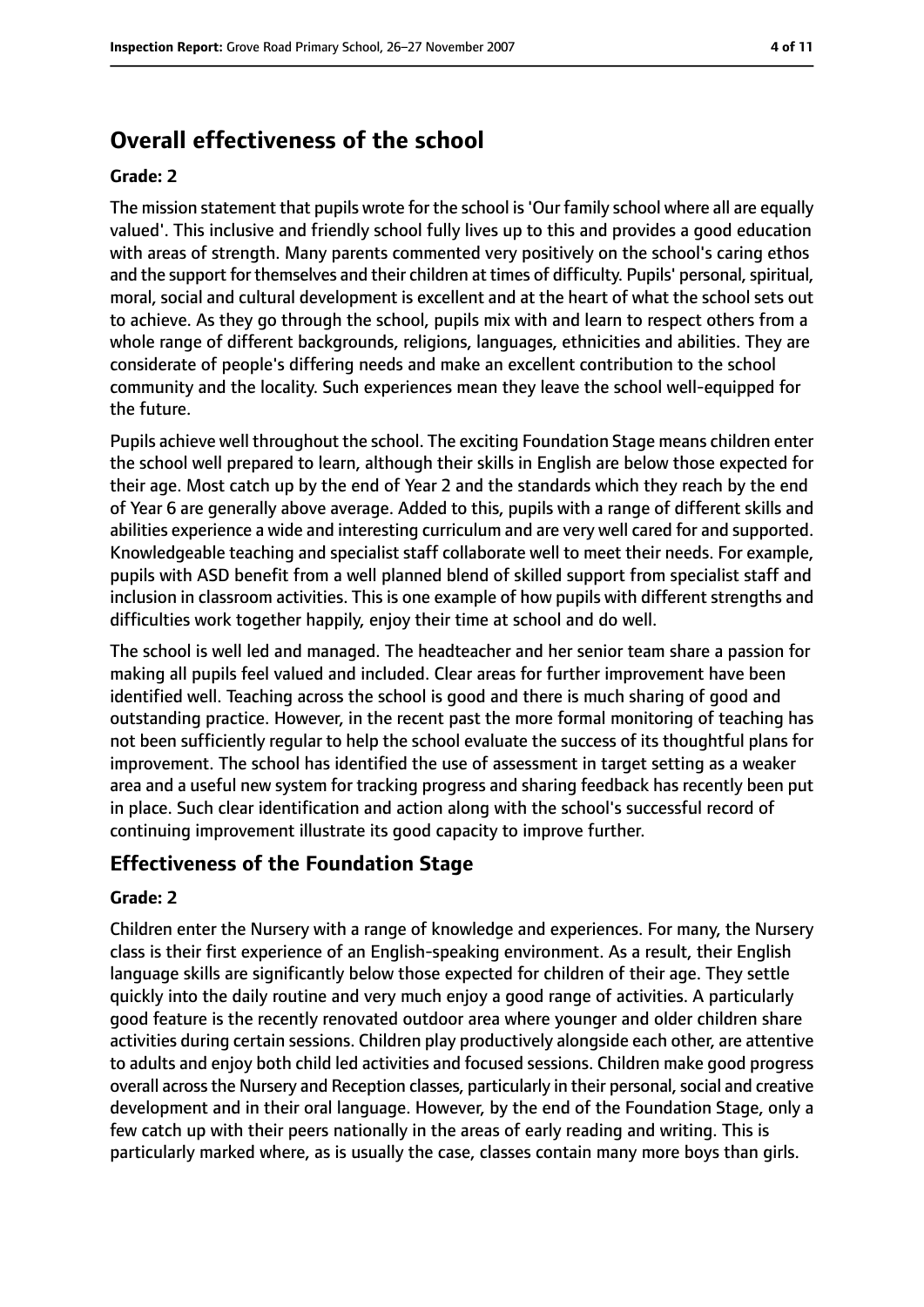## Overall effectiveness of the school

**Grade: 2**

The mission statement that pupils wrote for the school is 'Our family school where all are equally valued'. This inclusive and friendly school fully lives up to this and provides a good education with areas of strength. Many parents commented very positively on the school's caring ethos and the support for themselves and their children at times of difficulty. Pupils' personal, spiritual, moral, social and cultural development is excellent and at the heart of what the school sets out to achieve. As they go through the school, pupils mix with and learn to respect others from a whole range of different backgrounds, religions, languages, ethnicities and abilities. They are considerate of people's differing needs and make an excellent contribution to the school community and the locality. Such experiences mean they leave the school well-equipped for the future.

Pupils achieve well throughout the school. The exciting Foundation Stage means children enter the school well prepared to learn, although their skills in English are below those expected for their age. Most catch up by the end of Year 2 and the standards which they reach by the end of Year 6 are generally above average. Added to this, pupils with a range of different skills and abilities experience a wide and interesting curriculum and are very well cared for and supported. Knowledgeable teaching and specialist staff collaborate well to meet their needs. For example, pupils with ASD benefit from a well planned blend of skilled support from specialist staff and inclusion in classroom activities. This is one example of how pupils with different strengths and difficulties work together happily, enjoy their time at school and do well.

The school is well led and managed. The headteacher and her senior team share a passion for making all pupils feel valued and included. Clear areas for further improvement have been identified well. Teaching across the school is good and there is much sharing of good and outstanding practice. However, in the recent past the more formal monitoring of teaching has not been sufficiently regular to help the school evaluate the success of its thoughtful plans for improvement. The school has identified the use of assessment in target setting as a weaker area and a useful new system for tracking progress and sharing feedback has recently been put in place. Such clear identification and action along with the school's successful record of continuing improvement illustrate its good capacity to improve further.

### Effectiveness of the Foundation Stage

**Grade: 2**

Children enter the Nursery with a range of knowledge and experiences. For many, the Nursery class is their first experience of an English-speaking environment. As a result, their English language skills are significantly below those expected for children of their age. They settle quickly into the daily routine and very much enjoy a good range of activities. A particularly good feature is the recently renovated outdoor area where younger and older children share activities during certain sessions. Children play productively alongside each other, are attentive to adults and enjoy both child led activities and focused sessions. Children make good progress overall across the Nursery and Reception classes, particularly in their personal, social and creative development and in their oral language. However, by the end of the Foundation Stage, only a few catch up with their peers nationally in the areas of early reading and writing. This is particularly marked where, as is usually the case, classes contain many more boys than girls.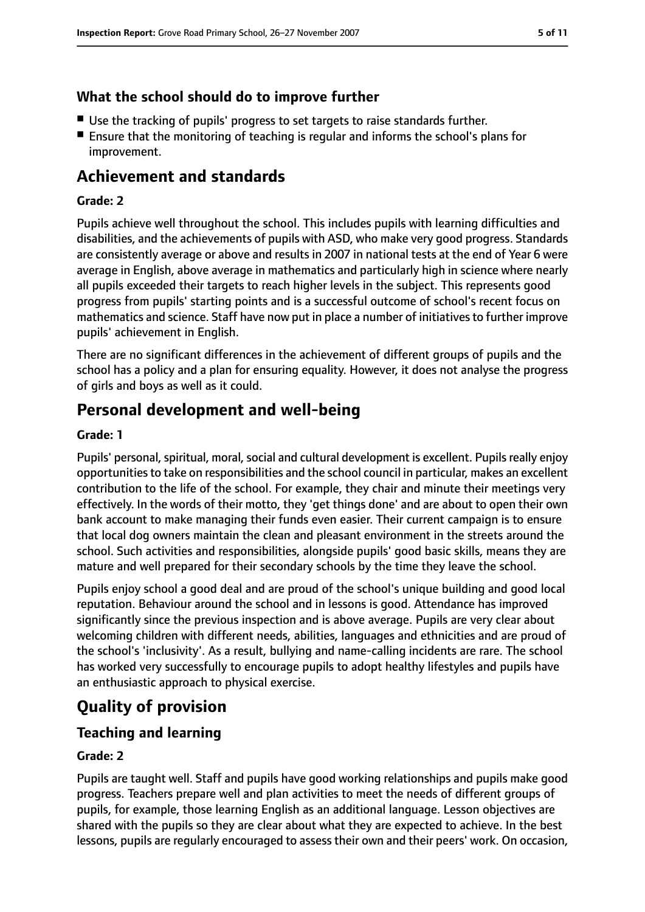### What the school should do to improve further

- Use the tracking of pupils' progress to set targets to raise standards further.
- Ensure that the monitoring of teaching is regular and informs the school's plans for improvement.

## Achievement and standards

#### Grade: 2

Pupils achieve well throughout the school. This includes pupils with learning difficulties and disabilities, and the achievements of pupils with ASD, who make very good progress. Standards are consistently average or above and results in 2007 in national tests at the end of Year 6 were average in English, above average in mathematics and particularly high in science where nearly all pupils exceeded their targets to reach higher levels in the subject. This represents good progress from pupils' starting points and is a successful outcome of school's recent focus on mathematics and science. Staff have now put in place a number of initiatives to further improve pupils' achievement in English.

There are no significant differences in the achievement of different groups of pupils and the school has a policy and a plan for ensuring equality. However, it does not analyse the progress of girls and boys as well as it could.

## Personal development and well-being

#### Grade: 1

Pupils' personal, spiritual, moral, social and cultural development is excellent. Pupils really enjoy opportunities to take on responsibilities and the school council in particular, makes an excellent contribution to the life of the school. For example, they chair and minute their meetings very effectively. In the words of their motto, they 'get things done' and are about to open their own bank account to make managing their funds even easier. Their current campaign is to ensure that local dog owners maintain the clean and pleasant environment in the streets around the school. Such activities and responsibilities, alongside pupils' good basic skills, means they are mature and well prepared for their secondary schools by the time they leave the school.

Pupils enjoy school a good deal and are proud of the school's unique building and good local reputation. Behaviour around the school and in lessons is good. Attendance has improved significantly since the previous inspection and is above average. Pupils are very clear about welcoming children with different needs, abilities, languages and ethnicities and are proud of the school's 'inclusivity'. As a result, bullying and name-calling incidents are rare. The school has worked very successfully to encourage pupils to adopt healthy lifestyles and pupils have an enthusiastic approach to physical exercise.

## Quality of provision

### Teaching and learning

#### Grade: 2

Pupils are taught well. Staff and pupils have good working relationships and pupils make good progress. Teachers prepare well and plan activities to meet the needs of different groups of pupils, for example, those learning English as an additional language. Lesson objectives are shared with the pupils so they are clear about what they are expected to achieve. In the best lessons, pupils are regularly encouraged to assess their own and their peers' work. On occasion,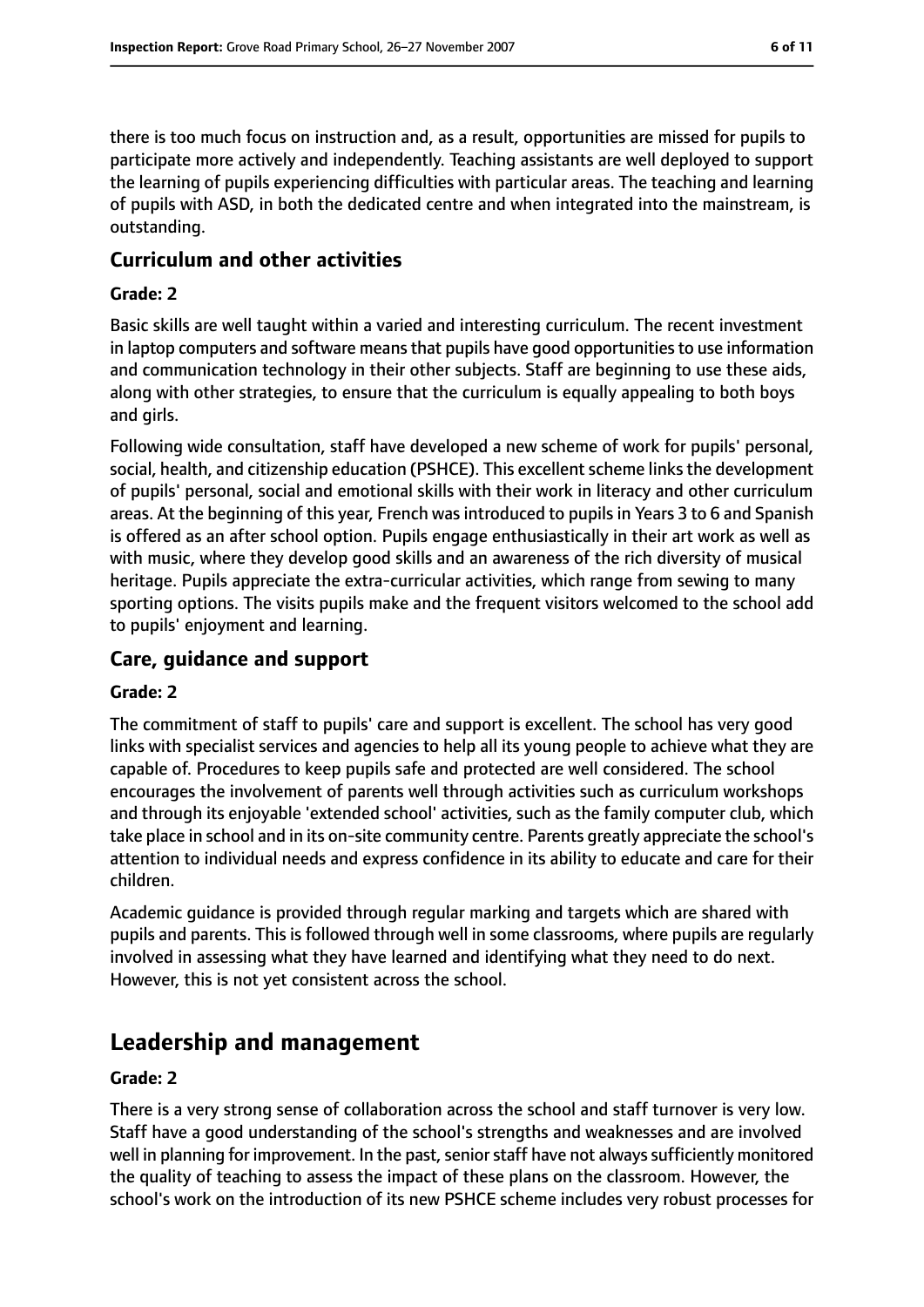there is too much focus on instruction and, as a result, opportunities are missed for pupils to participate more actively and independently. Teaching assistants are well deployed to support the learning of pupils experiencing difficulties with particular areas. The teaching and learning of pupils with ASD, in both the dedicated centre and when integrated into the mainstream, is outstanding.

### Curriculum and other activities

#### Grade: 2

Basic skills are well taught within a varied and interesting curriculum. The recent investment in laptop computers and software means that pupils have good opportunities to use information and communication technology in their other subjects. Staff are beginning to use these aids, along with other strategies, to ensure that the curriculum is equally appealing to both boys and girls.

Following wide consultation, staff have developed a new scheme of work for pupils' personal, social, health, and citizenship education (PSHCE). This excellent scheme links the development of pupils' personal, social and emotional skills with their work in literacy and other curriculum areas. At the beginning of this year, French was introduced to pupils in Years 3 to 6 and Spanish is offered as an after school option. Pupils engage enthusiastically in their art work as well as with music, where they develop good skills and an awareness of the rich diversity of musical heritage. Pupils appreciate the extra-curricular activities, which range from sewing to many sporting options. The visits pupils make and the frequent visitors welcomed to the school add to pupils' enjoyment and learning.

### Care, guidance and support

#### Grade: 2

The commitment of staff to pupils' care and support is excellent. The school has very good links with specialist services and agencies to help all its young people to achieve what they are capable of. Procedures to keep pupils safe and protected are well considered. The school encourages the involvement of parents well through activities such as curriculum workshops and through its enjoyable 'extended school' activities, such as the family computer club, which take place in school and in its on-site community centre. Parents greatly appreciate the school's attention to individual needs and express confidence in its ability to educate and care for their children.

Academic guidance is provided through regular marking and targets which are shared with pupils and parents. This is followed through well in some classrooms, where pupils are regularly involved in assessing what they have learned and identifying what they need to do next. However, this is not yet consistent across the school.

## Leadership and management

#### Grade: 2

There is a very strong sense of collaboration across the school and staff turnover is very low. Staff have a good understanding of the school's strengths and weaknesses and are involved well in planning for improvement. In the past, senior staff have not always sufficiently monitored the quality of teaching to assess the impact of these plans on the classroom. However, the school's work on the introduction of its new PSHCE scheme includes very robust processes for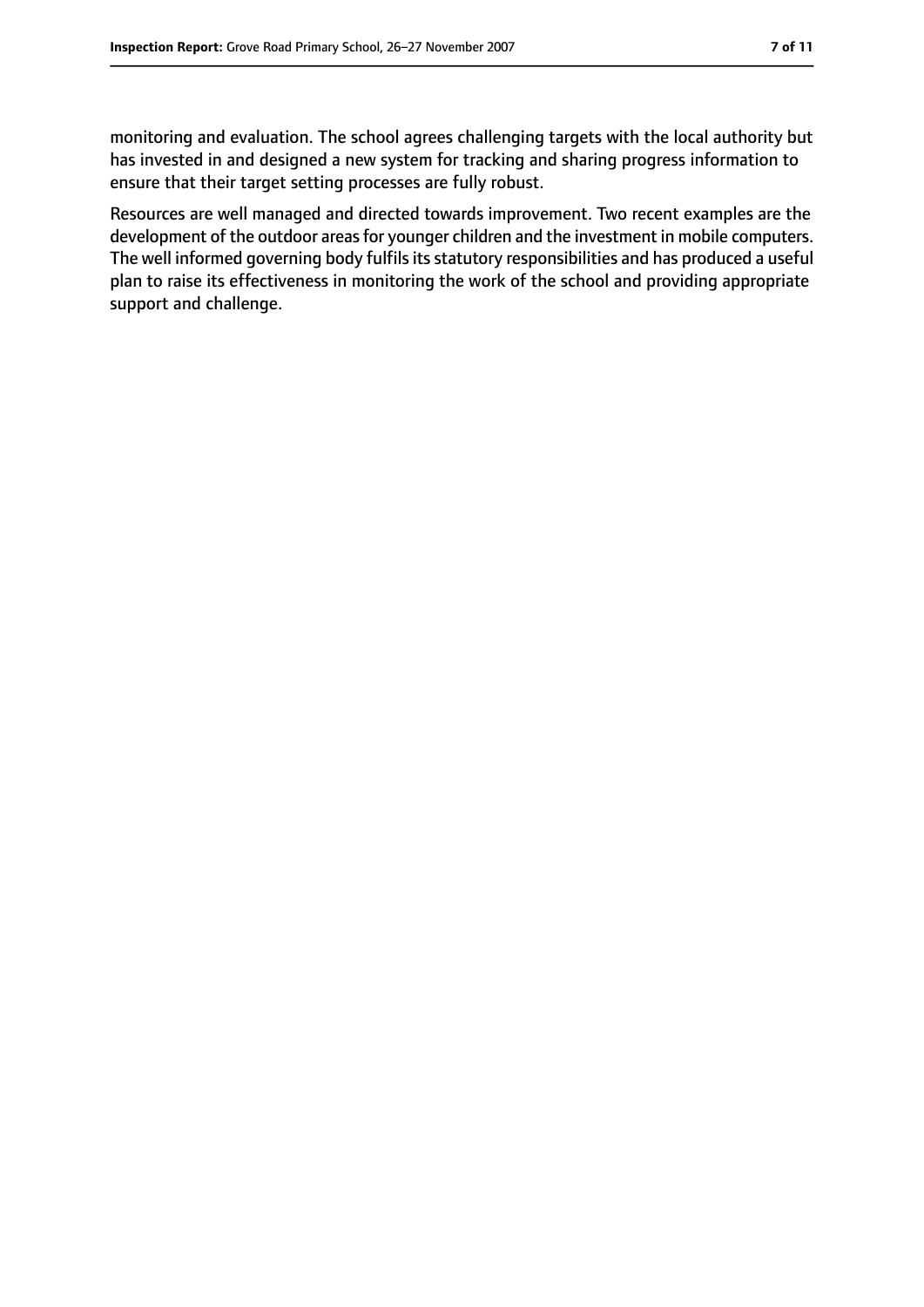monitoring and evaluation. The school agrees challenging targets with the local authority but has invested in and designed a new system for tracking and sharing progress information to ensure that their target setting processes are fully robust.

Resources are well managed and directed towards improvement. Two recent examples are the development of the outdoor areas for younger children and the investment in mobile computers. The well informed governing body fulfils its statutory responsibilities and has produced a useful plan to raise its effectiveness in monitoring the work of the school and providing appropriate support and challenge.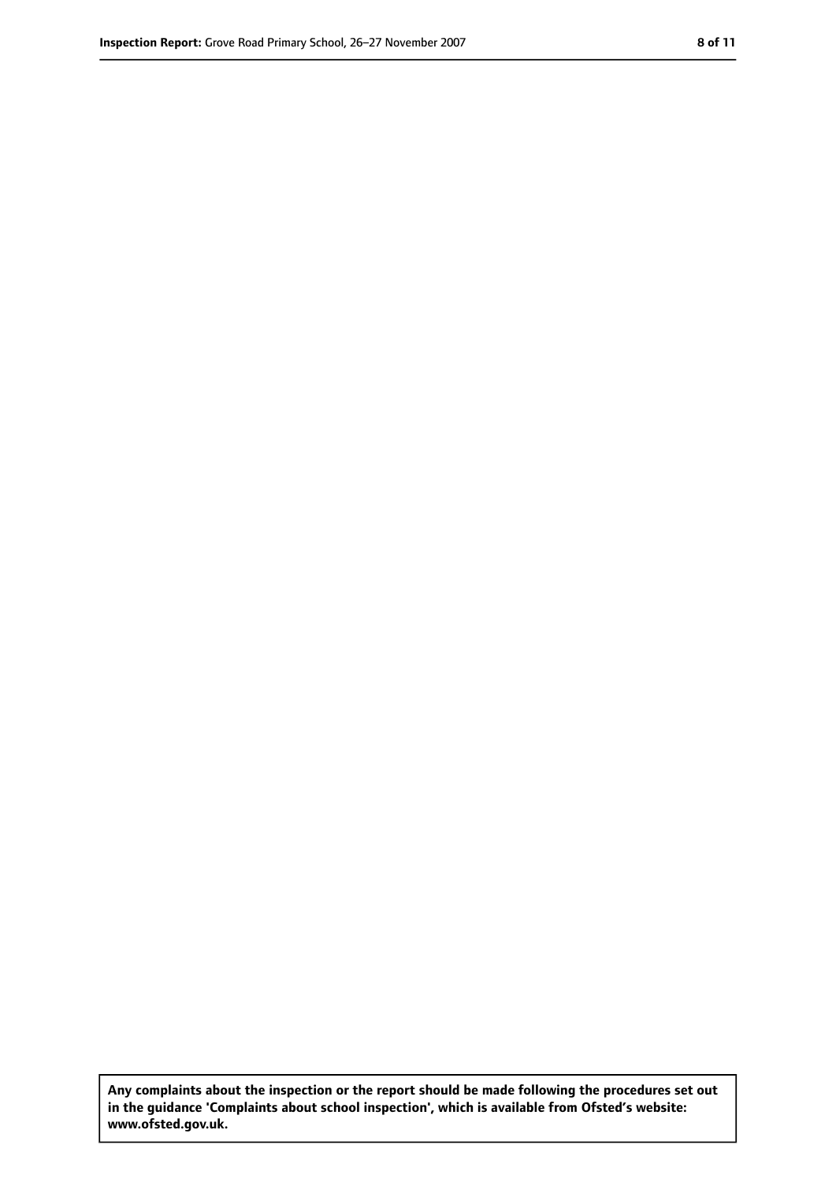**Any complaints about the inspection or the report should be made following the procedures set out in the guidance 'Complaints about school inspection', which is available from Ofsted's website: www.ofsted.gov.uk.**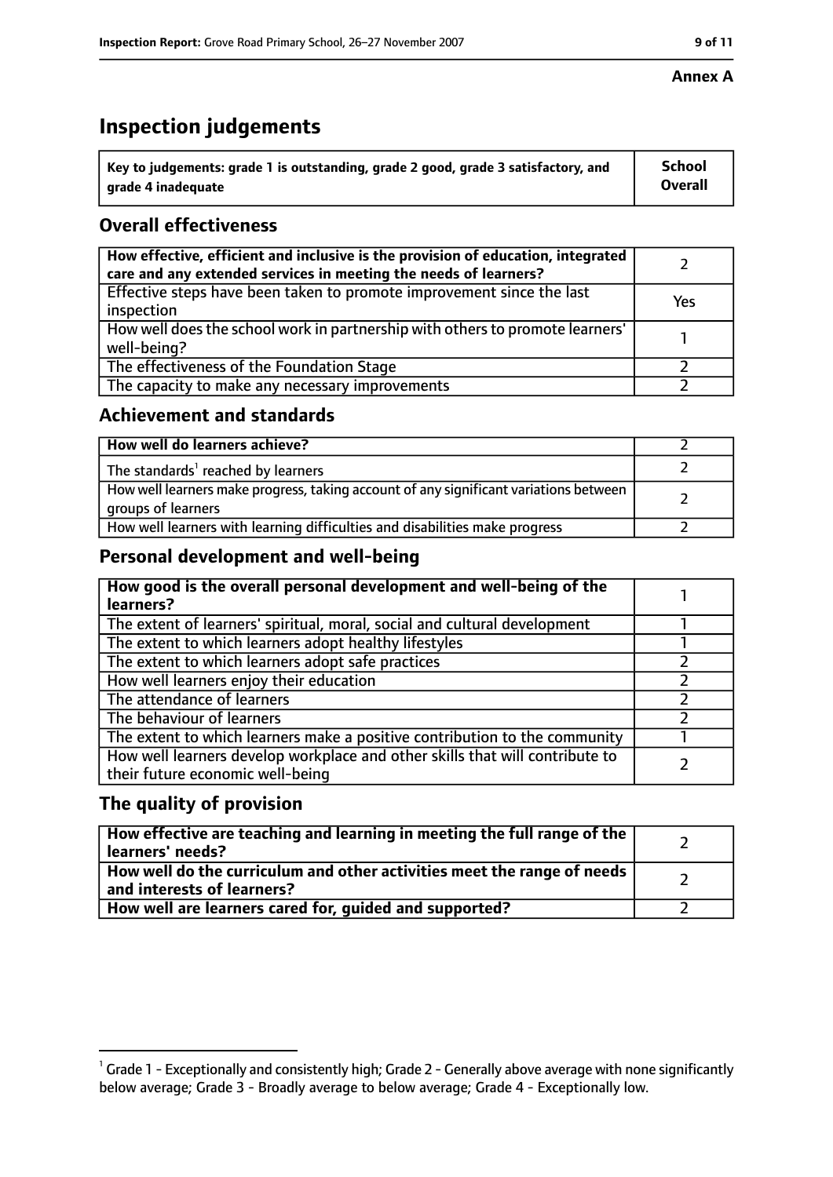**Annex A**

# Inspection judgements

| Key to judgements: grade 1 is outstanding, grade 2 good, grade 3 satisfactory, and grade 4 inadequate | School Overall |
|---|---|

## Overall effectiveness

| | |
|---|---|
| How effective, efficient and inclusive is the provision of education, integrated care and any extended services in meeting the needs of learners? | 2 |
| Effective steps have been taken to promote improvement since the last inspection | Yes |
| How well does the school work in partnership with others to promote learners' well-being? | 1 |
| The effectiveness of the Foundation Stage | 2 |
| The capacity to make any necessary improvements | 2 |

## Achievement and standards

| | |
|---|---|
| **How well do learners achieve?** | 2 |
| The standards[1] reached by learners | 2 |
| How well learners make progress, taking account of any significant variations between groups of learners | 2 |
| How well learners with learning difficulties and disabilities make progress | 2 |

## Personal development and well-being

| | |
|---|---|
| **How good is the overall personal development and well-being of the learners?** | 1 |
| The extent of learners' spiritual, moral, social and cultural development | 1 |
| The extent to which learners adopt healthy lifestyles | 1 |
| The extent to which learners adopt safe practices | 2 |
| How well learners enjoy their education | 2 |
| The attendance of learners | 2 |
| The behaviour of learners | 2 |
| The extent to which learners make a positive contribution to the community | 1 |
| How well learners develop workplace and other skills that will contribute to their future economic well-being | 2 |

## The quality of provision

| | |
|---|---|
| **How effective are teaching and learning in meeting the full range of the learners' needs?** | 2 |
| **How well do the curriculum and other activities meet the range of needs and interests of learners?** | 2 |
| **How well are learners cared for, guided and supported?** | 2 |

[1] Grade 1 - Exceptionally and consistently high; Grade 2 - Generally above average with none significantly below average; Grade 3 - Broadly average to below average; Grade 4 - Exceptionally low.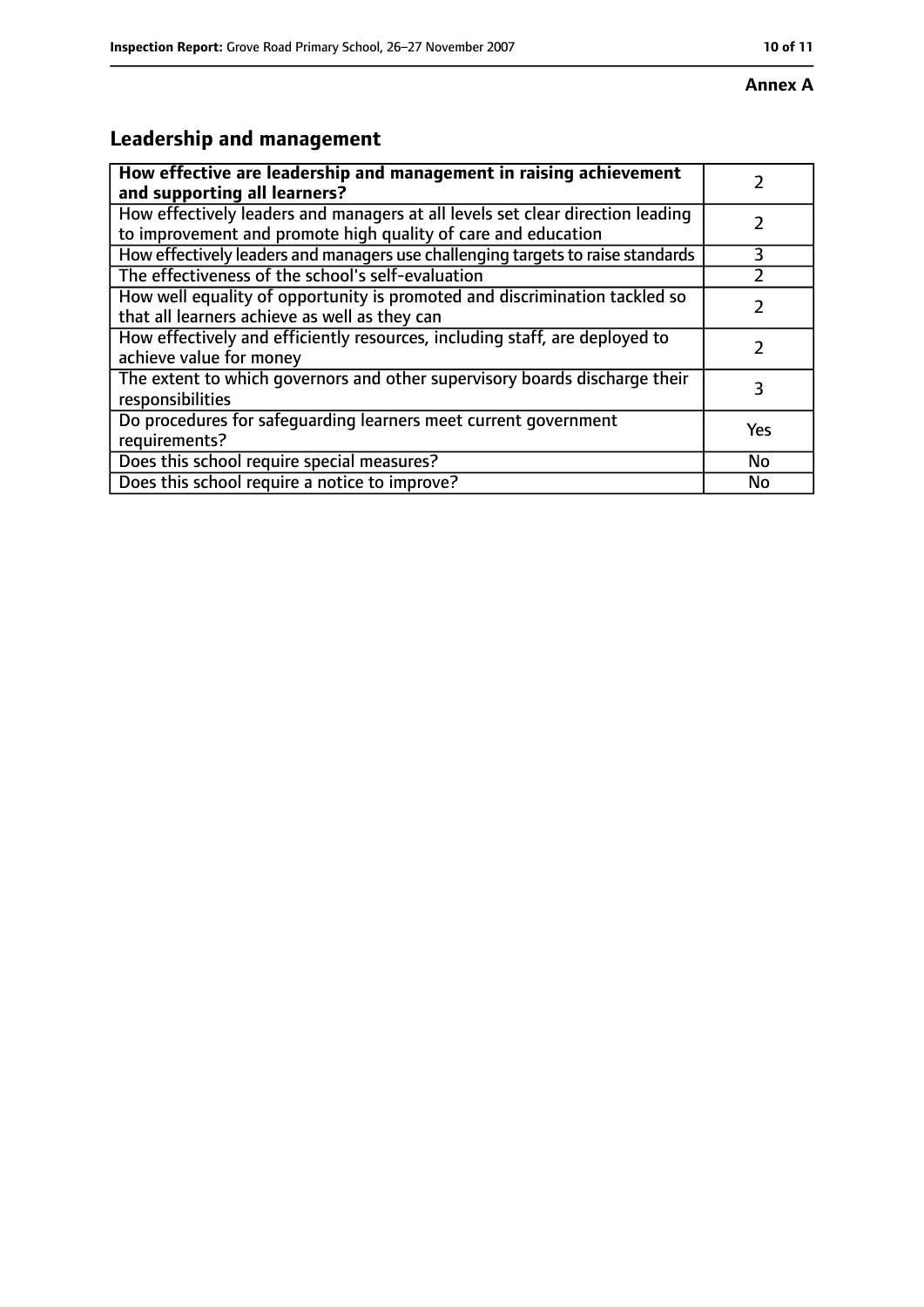**Annex A**

## Leadership and management

| **How effective are leadership and management in raising achievement and supporting all learners?** | 2 |
|---|---|
| How effectively leaders and managers at all levels set clear direction leading to improvement and promote high quality of care and education | 2 |
| How effectively leaders and managers use challenging targets to raise standards | 3 |
| The effectiveness of the school's self-evaluation | 2 |
| How well equality of opportunity is promoted and discrimination tackled so that all learners achieve as well as they can | 2 |
| How effectively and efficiently resources, including staff, are deployed to achieve value for money | 2 |
| The extent to which governors and other supervisory boards discharge their responsibilities | 3 |
| Do procedures for safeguarding learners meet current government requirements? | Yes |
| Does this school require special measures? | No |
| Does this school require a notice to improve? | No |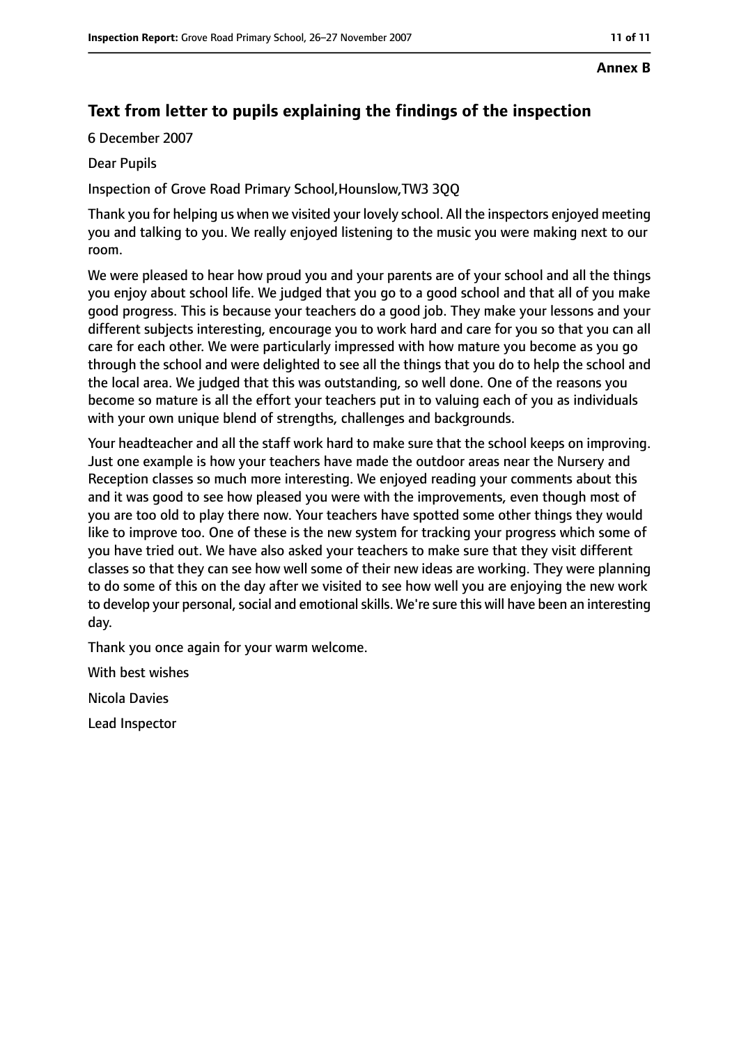**Annex B**

## Text from letter to pupils explaining the findings of the inspection

6 December 2007

Dear Pupils

Inspection of Grove Road Primary School,Hounslow,TW3 3QQ

Thank you for helping us when we visited your lovely school. All the inspectors enjoyed meeting you and talking to you. We really enjoyed listening to the music you were making next to our room.

We were pleased to hear how proud you and your parents are of your school and all the things you enjoy about school life. We judged that you go to a good school and that all of you make good progress. This is because your teachers do a good job. They make your lessons and your different subjects interesting, encourage you to work hard and care for you so that you can all care for each other. We were particularly impressed with how mature you become as you go through the school and were delighted to see all the things that you do to help the school and the local area. We judged that this was outstanding, so well done. One of the reasons you become so mature is all the effort your teachers put in to valuing each of you as individuals with your own unique blend of strengths, challenges and backgrounds.

Your headteacher and all the staff work hard to make sure that the school keeps on improving. Just one example is how your teachers have made the outdoor areas near the Nursery and Reception classes so much more interesting. We enjoyed reading your comments about this and it was good to see how pleased you were with the improvements, even though most of you are too old to play there now. Your teachers have spotted some other things they would like to improve too. One of these is the new system for tracking your progress which some of you have tried out. We have also asked your teachers to make sure that they visit different classes so that they can see how well some of their new ideas are working. They were planning to do some of this on the day after we visited to see how well you are enjoying the new work to develop your personal, social and emotional skills. We're sure this will have been an interesting day.

Thank you once again for your warm welcome.

With best wishes

Nicola Davies

Lead Inspector